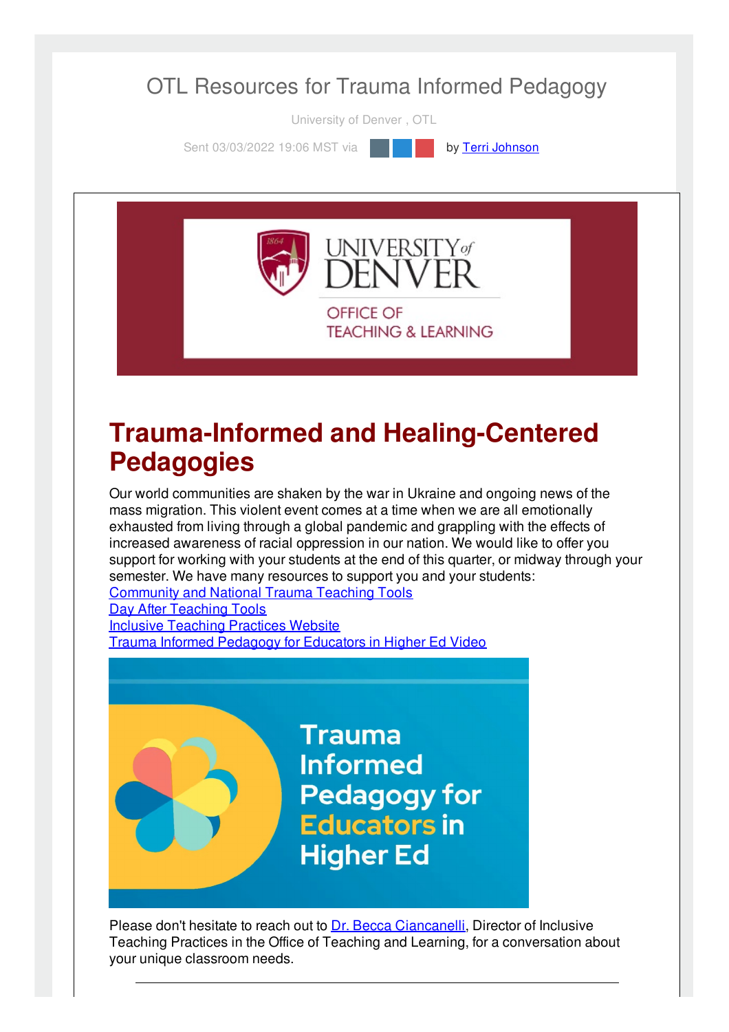# OTL Resources for Trauma Informed Pedagogy

University of Denver , OTL

Sent 03/03/2022 19:06 MST via by Terri Johnson

UNIVERSITY of DENVER

OFFICE OF TEACHING & LEARNING

## Trauma-Informed and Healing-Centered Pedagogies

Our world communities are shaken by the war in Ukraine and ongoing news of the mass migration. This violent event comes at a time when we are all emotionally exhausted from living through a global pandemic and grappling with the effects of increased awareness of racial oppression in our nation. We would like to offer you support for working with your students at the end of this quarter, or midway through your semester. We have many resources to support you and your students:

Community and National Trauma Teaching Tools
Day After Teaching Tools
Inclusive Teaching Practices Website
Trauma Informed Pedagogy for Educators in Higher Ed Video

Trauma Informed Pedagogy for Educators in Higher Ed

Please don't hesitate to reach out to Dr. Becca Ciancanelli, Director of Inclusive Teaching Practices in the Office of Teaching and Learning, for a conversation about your unique classroom needs.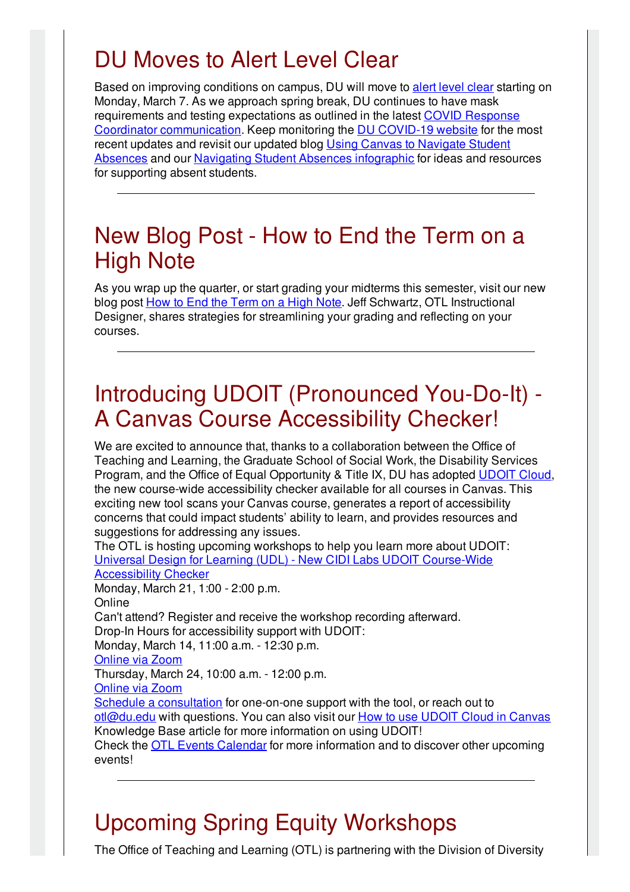# DU Moves to Alert Level Clear

Based on improving conditions on campus, DU will move to alert level clear starting on Monday, March 7. As we approach spring break, DU continues to have mask requirements and testing expectations as outlined in the latest COVID Response Coordinator communication. Keep monitoring the DU COVID-19 website for the most recent updates and revisit our updated blog Using Canvas to Navigate Student Absences and our Navigating Student Absences infographic for ideas and resources for supporting absent students.

---

# New Blog Post - How to End the Term on a High Note

As you wrap up the quarter, or start grading your midterms this semester, visit our new blog post How to End the Term on a High Note. Jeff Schwartz, OTL Instructional Designer, shares strategies for streamlining your grading and reflecting on your courses.

---

# Introducing UDOIT (Pronounced You-Do-It) - A Canvas Course Accessibility Checker!

We are excited to announce that, thanks to a collaboration between the Office of Teaching and Learning, the Graduate School of Social Work, the Disability Services Program, and the Office of Equal Opportunity & Title IX, DU has adopted UDOIT Cloud, the new course-wide accessibility checker available for all courses in Canvas. This exciting new tool scans your Canvas course, generates a report of accessibility concerns that could impact students' ability to learn, and provides resources and suggestions for addressing any issues.

The OTL is hosting upcoming workshops to help you learn more about UDOIT:

Universal Design for Learning (UDL) - New CIDI Labs UDOIT Course-Wide Accessibility Checker
Monday, March 21, 1:00 - 2:00 p.m.
Online
Can't attend? Register and receive the workshop recording afterward.

Drop-In Hours for accessibility support with UDOIT:
Monday, March 14, 11:00 a.m. - 12:30 p.m.
Online via Zoom
Thursday, March 24, 10:00 a.m. - 12:00 p.m.
Online via Zoom

Schedule a consultation for one-on-one support with the tool, or reach out to otl@du.edu with questions. You can also visit our How to use UDOIT Cloud in Canvas Knowledge Base article for more information on using UDOIT!

Check the OTL Events Calendar for more information and to discover other upcoming events!

---

# Upcoming Spring Equity Workshops

The Office of Teaching and Learning (OTL) is partnering with the Division of Diversity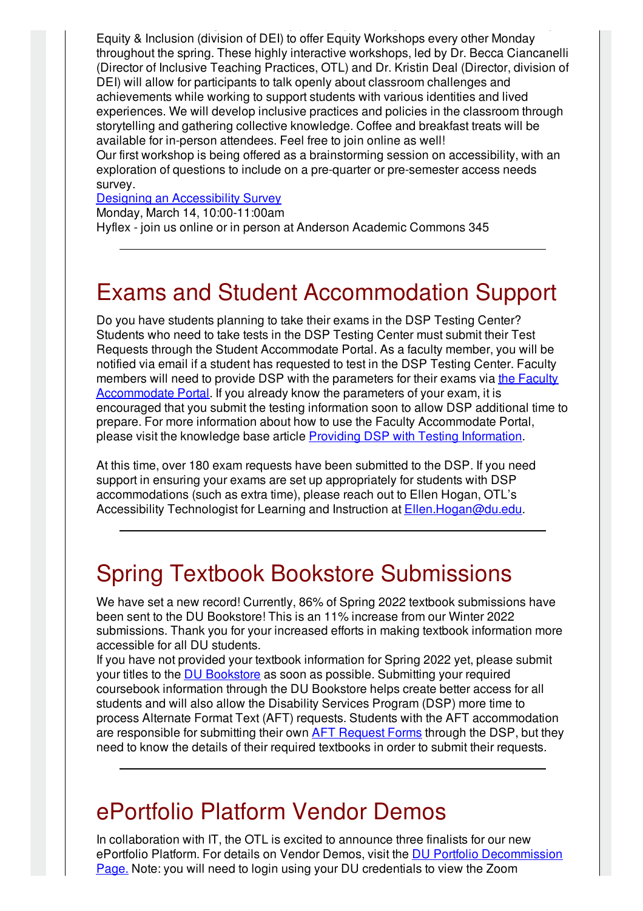Equity & Inclusion (division of DEI) to offer Equity Workshops every other Monday throughout the spring. These highly interactive workshops, led by Dr. Becca Ciancanelli (Director of Inclusive Teaching Practices, OTL) and Dr. Kristin Deal (Director, division of DEI) will allow for participants to talk openly about classroom challenges and achievements while working to support students with various identities and lived experiences. We will develop inclusive practices and policies in the classroom through storytelling and gathering collective knowledge. Coffee and breakfast treats will be available for in-person attendees. Feel free to join online as well!
Our first workshop is being offered as a brainstorming session on accessibility, with an exploration of questions to include on a pre-quarter or pre-semester access needs survey.
Designing an Accessibility Survey
Monday, March 14, 10:00-11:00am
Hyflex - join us online or in person at Anderson Academic Commons 345

---

# Exams and Student Accommodation Support

Do you have students planning to take their exams in the DSP Testing Center? Students who need to take tests in the DSP Testing Center must submit their Test Requests through the Student Accommodate Portal. As a faculty member, you will be notified via email if a student has requested to test in the DSP Testing Center. Faculty members will need to provide DSP with the parameters for their exams via the Faculty Accommodate Portal. If you already know the parameters of your exam, it is encouraged that you submit the testing information soon to allow DSP additional time to prepare. For more information about how to use the Faculty Accommodate Portal, please visit the knowledge base article Providing DSP with Testing Information.

At this time, over 180 exam requests have been submitted to the DSP. If you need support in ensuring your exams are set up appropriately for students with DSP accommodations (such as extra time), please reach out to Ellen Hogan, OTL's Accessibility Technologist for Learning and Instruction at Ellen.Hogan@du.edu.

---

# Spring Textbook Bookstore Submissions

We have set a new record! Currently, 86% of Spring 2022 textbook submissions have been sent to the DU Bookstore! This is an 11% increase from our Winter 2022 submissions. Thank you for your increased efforts in making textbook information more accessible for all DU students.
If you have not provided your textbook information for Spring 2022 yet, please submit your titles to the DU Bookstore as soon as possible. Submitting your required coursebook information through the DU Bookstore helps create better access for all students and will also allow the Disability Services Program (DSP) more time to process Alternate Format Text (AFT) requests. Students with the AFT accommodation are responsible for submitting their own AFT Request Forms through the DSP, but they need to know the details of their required textbooks in order to submit their requests.

---

# ePortfolio Platform Vendor Demos

In collaboration with IT, the OTL is excited to announce three finalists for our new ePortfolio Platform. For details on Vendor Demos, visit the DU Portfolio Decommission Page. Note: you will need to login using your DU credentials to view the Zoom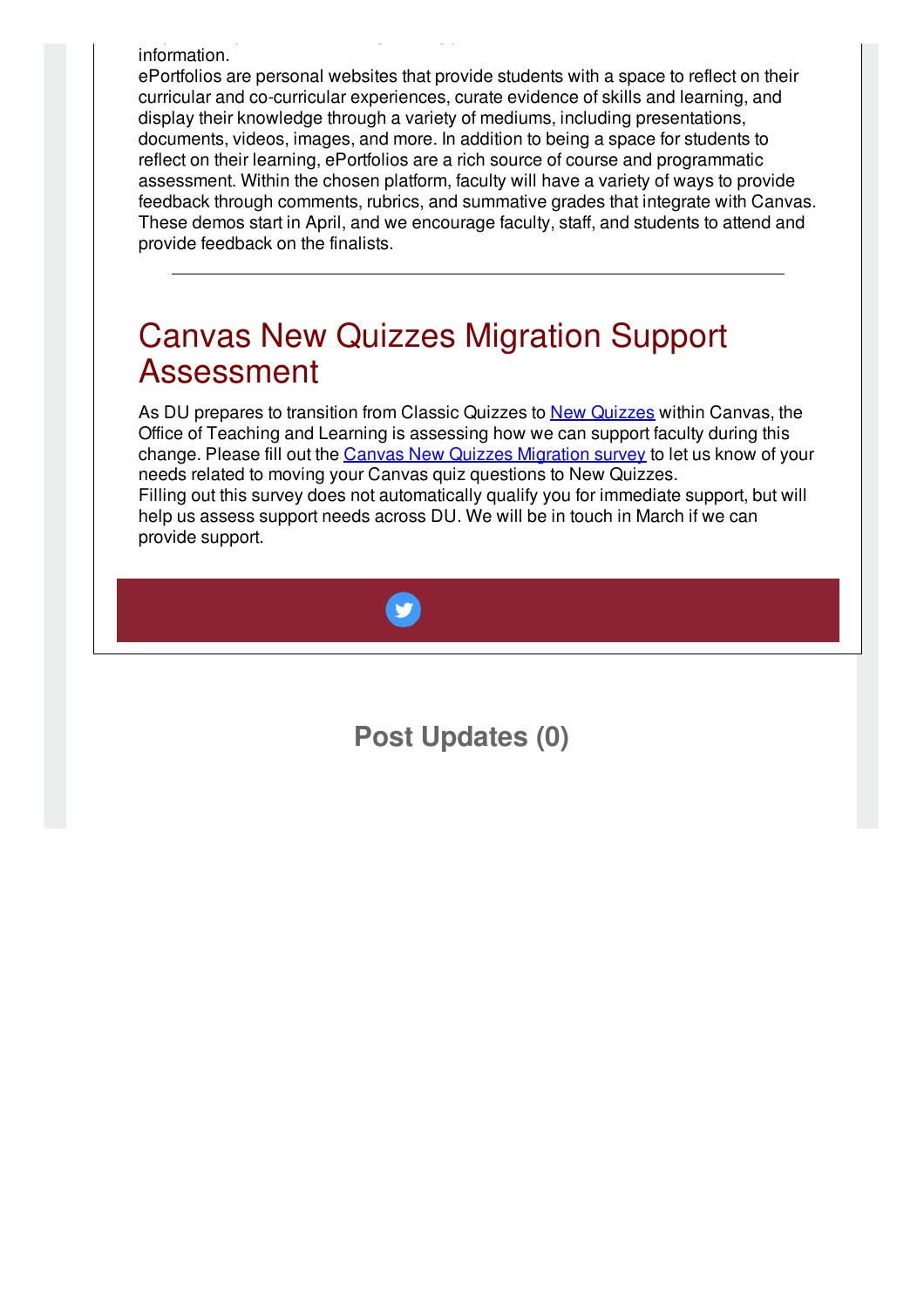information.
ePortfolios are personal websites that provide students with a space to reflect on their curricular and co-curricular experiences, curate evidence of skills and learning, and display their knowledge through a variety of mediums, including presentations, documents, videos, images, and more. In addition to being a space for students to reflect on their learning, ePortfolios are a rich source of course and programmatic assessment. Within the chosen platform, faculty will have a variety of ways to provide feedback through comments, rubrics, and summative grades that integrate with Canvas. These demos start in April, and we encourage faculty, staff, and students to attend and provide feedback on the finalists.

---

## Canvas New Quizzes Migration Support Assessment

As DU prepares to transition from Classic Quizzes to New Quizzes within Canvas, the Office of Teaching and Learning is assessing how we can support faculty during this change. Please fill out the Canvas New Quizzes Migration survey to let us know of your needs related to moving your Canvas quiz questions to New Quizzes.
Filling out this survey does not automatically qualify you for immediate support, but will help us assess support needs across DU. We will be in touch in March if we can provide support.

## Post Updates (0)